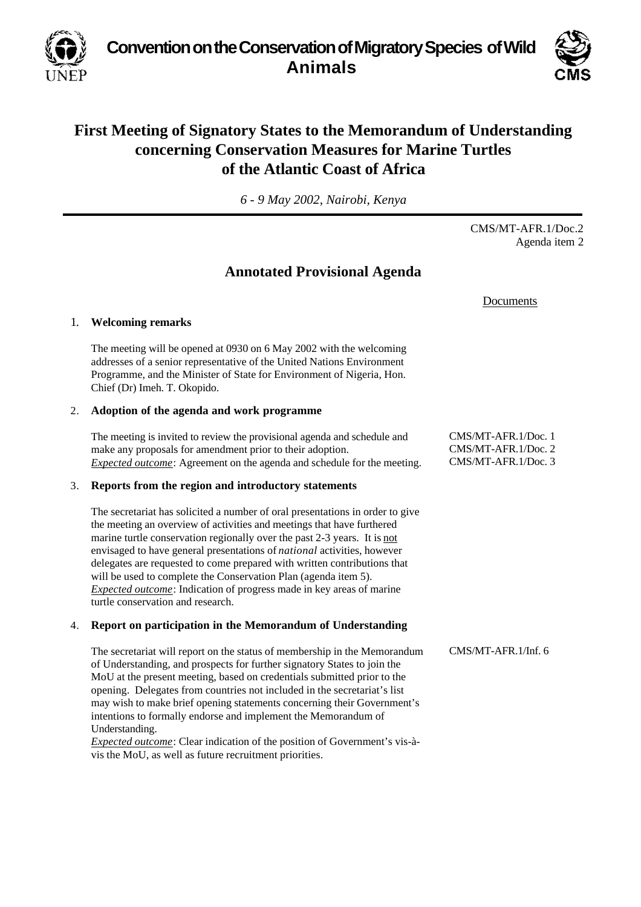**Convention on the Conservation of Migratory Species of Wild Animals**

# First Meeting of Signatory States to the Memorandum of Understanding concerning Conservation Measures for Marine Turtles of the Atlantic Coast of Africa

*6 - 9 May 2002, Nairobi, Kenya*

CMS/MT-AFR.1/Doc.2
Agenda item 2

## Annotated Provisional Agenda

Documents

### 1. Welcoming remarks

The meeting will be opened at 0930 on 6 May 2002 with the welcoming addresses of a senior representative of the United Nations Environment Programme, and the Minister of State for Environment of Nigeria, Hon. Chief (Dr) Imeh. T. Okopido.

### 2. Adoption of the agenda and work programme

The meeting is invited to review the provisional agenda and schedule and make any proposals for amendment prior to their adoption.
*Expected outcome*: Agreement on the agenda and schedule for the meeting.

Documents: CMS/MT-AFR.1/Doc. 1, CMS/MT-AFR.1/Doc. 2, CMS/MT-AFR.1/Doc. 3

### 3. Reports from the region and introductory statements

The secretariat has solicited a number of oral presentations in order to give the meeting an overview of activities and meetings that have furthered marine turtle conservation regionally over the past 2-3 years. It is not envisaged to have general presentations of *national* activities, however delegates are requested to come prepared with written contributions that will be used to complete the Conservation Plan (agenda item 5).
*Expected outcome*: Indication of progress made in key areas of marine turtle conservation and research.

### 4. Report on participation in the Memorandum of Understanding

The secretariat will report on the status of membership in the Memorandum of Understanding, and prospects for further signatory States to join the MoU at the present meeting, based on credentials submitted prior to the opening. Delegates from countries not included in the secretariat's list may wish to make brief opening statements concerning their Government's intentions to formally endorse and implement the Memorandum of Understanding.
*Expected outcome*: Clear indication of the position of Government's vis-à-vis the MoU, as well as future recruitment priorities.

Documents: CMS/MT-AFR.1/Inf. 6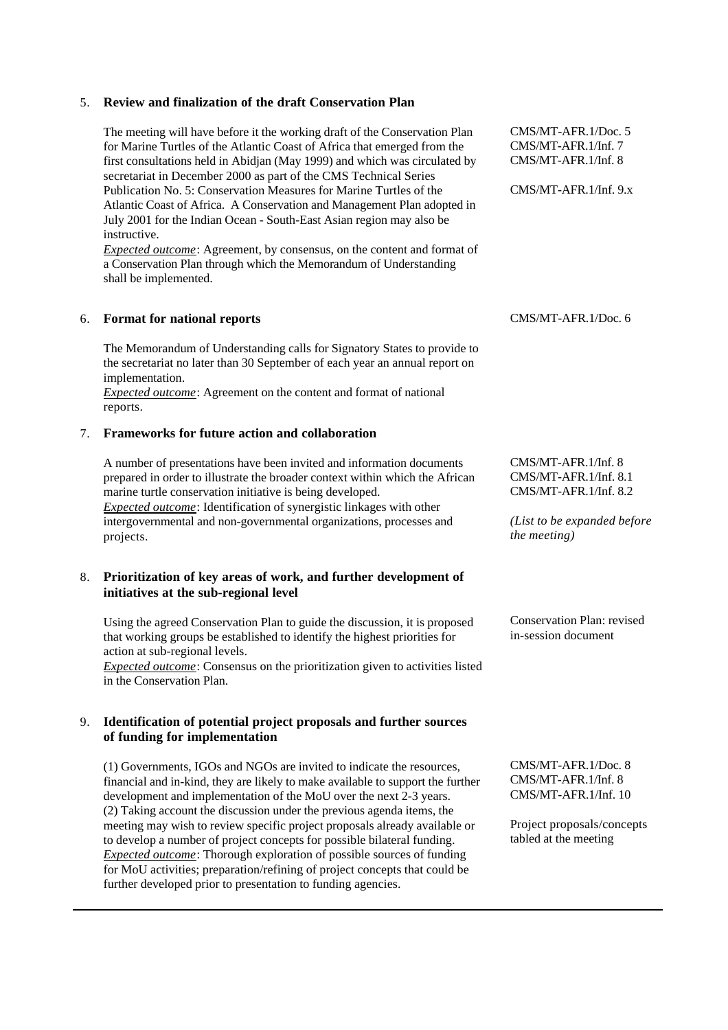5. **Review and finalization of the draft Conservation Plan**

The meeting will have before it the working draft of the Conservation Plan for Marine Turtles of the Atlantic Coast of Africa that emerged from the first consultations held in Abidjan (May 1999) and which was circulated by secretariat in December 2000 as part of the CMS Technical Series Publication No. 5: Conservation Measures for Marine Turtles of the Atlantic Coast of Africa. A Conservation and Management Plan adopted in July 2001 for the Indian Ocean - South-East Asian region may also be instructive.
*Expected outcome*: Agreement, by consensus, on the content and format of a Conservation Plan through which the Memorandum of Understanding shall be implemented.

CMS/MT-AFR.1/Doc. 5
CMS/MT-AFR.1/Inf. 7
CMS/MT-AFR.1/Inf. 8

CMS/MT-AFR.1/Inf. 9.x

6. **Format for national reports**

CMS/MT-AFR.1/Doc. 6

The Memorandum of Understanding calls for Signatory States to provide to the secretariat no later than 30 September of each year an annual report on implementation.
*Expected outcome*: Agreement on the content and format of national reports.

7. **Frameworks for future action and collaboration**

A number of presentations have been invited and information documents prepared in order to illustrate the broader context within which the African marine turtle conservation initiative is being developed.
*Expected outcome*: Identification of synergistic linkages with other intergovernmental and non-governmental organizations, processes and projects.

CMS/MT-AFR.1/Inf. 8
CMS/MT-AFR.1/Inf. 8.1
CMS/MT-AFR.1/Inf. 8.2

*(List to be expanded before the meeting)*

8. **Prioritization of key areas of work, and further development of initiatives at the sub-regional level**

Using the agreed Conservation Plan to guide the discussion, it is proposed that working groups be established to identify the highest priorities for action at sub-regional levels.
*Expected outcome*: Consensus on the prioritization given to activities listed in the Conservation Plan.

Conservation Plan: revised in-session document

9. **Identification of potential project proposals and further sources of funding for implementation**

(1) Governments, IGOs and NGOs are invited to indicate the resources, financial and in-kind, they are likely to make available to support the further development and implementation of the MoU over the next 2-3 years.
(2) Taking account the discussion under the previous agenda items, the meeting may wish to review specific project proposals already available or to develop a number of project concepts for possible bilateral funding.
*Expected outcome*: Thorough exploration of possible sources of funding for MoU activities; preparation/refining of project concepts that could be further developed prior to presentation to funding agencies.

CMS/MT-AFR.1/Doc. 8
CMS/MT-AFR.1/Inf. 8
CMS/MT-AFR.1/Inf. 10

Project proposals/concepts tabled at the meeting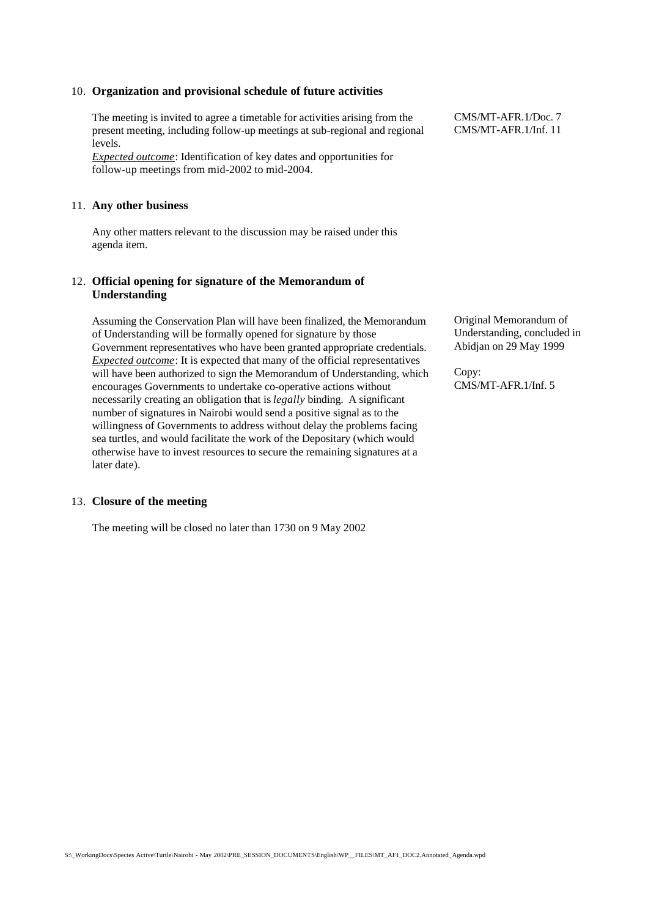## 10. Organization and provisional schedule of future activities

The meeting is invited to agree a timetable for activities arising from the present meeting, including follow-up meetings at sub-regional and regional levels.
*Expected outcome*: Identification of key dates and opportunities for follow-up meetings from mid-2002 to mid-2004.

CMS/MT-AFR.1/Doc. 7
CMS/MT-AFR.1/Inf. 11

## 11. Any other business

Any other matters relevant to the discussion may be raised under this agenda item.

## 12. Official opening for signature of the Memorandum of Understanding

Assuming the Conservation Plan will have been finalized, the Memorandum of Understanding will be formally opened for signature by those Government representatives who have been granted appropriate credentials.
*Expected outcome*: It is expected that many of the official representatives will have been authorized to sign the Memorandum of Understanding, which encourages Governments to undertake co-operative actions without necessarily creating an obligation that is *legally* binding. A significant number of signatures in Nairobi would send a positive signal as to the willingness of Governments to address without delay the problems facing sea turtles, and would facilitate the work of the Depositary (which would otherwise have to invest resources to secure the remaining signatures at a later date).

Original Memorandum of Understanding, concluded in Abidjan on 29 May 1999

Copy:
CMS/MT-AFR.1/Inf. 5

## 13. Closure of the meeting

The meeting will be closed no later than 1730 on 9 May 2002

S:\_WorkingDocs\Species Active\Turtle\Nairobi - May 2002\PRE_SESSION_DOCUMENTS\English\WP__FILES\MT_AF1_DOC2.Annotated_Agenda.wpd